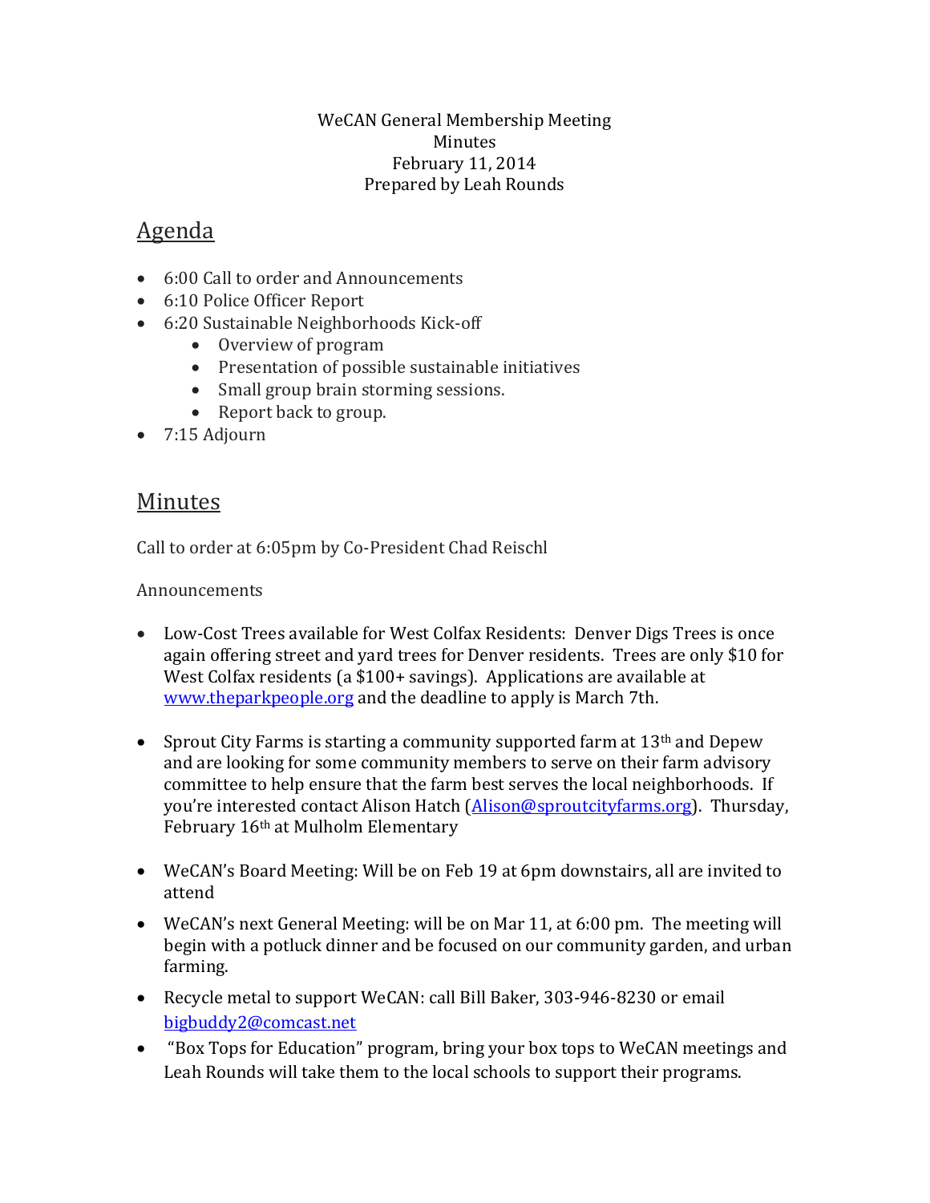WeCAN General Membership Meeting
Minutes
February 11, 2014
Prepared by Leah Rounds

## Agenda

- 6:00 Call to order and Announcements
- 6:10 Police Officer Report
- 6:20 Sustainable Neighborhoods Kick-off
    - Overview of program
    - Presentation of possible sustainable initiatives
    - Small group brain storming sessions.
    - Report back to group.
- 7:15 Adjourn

## Minutes

Call to order at 6:05pm by Co-President Chad Reischl

Announcements

- Low-Cost Trees available for West Colfax Residents: Denver Digs Trees is once again offering street and yard trees for Denver residents. Trees are only $10 for West Colfax residents (a $100+ savings). Applications are available at [www.theparkpeople.org](http://www.theparkpeople.org) and the deadline to apply is March 7th.

- Sprout City Farms is starting a community supported farm at 13th and Depew and are looking for some community members to serve on their farm advisory committee to help ensure that the farm best serves the local neighborhoods. If you're interested contact Alison Hatch ([Alison@sproutcityfarms.org](mailto:Alison@sproutcityfarms.org)). Thursday, February 16th at Mulholm Elementary

- WeCAN's Board Meeting: Will be on Feb 19 at 6pm downstairs, all are invited to attend

- WeCAN's next General Meeting: will be on Mar 11, at 6:00 pm. The meeting will begin with a potluck dinner and be focused on our community garden, and urban farming.

- Recycle metal to support WeCAN: call Bill Baker, 303-946-8230 or email [bigbuddy2@comcast.net](mailto:bigbuddy2@comcast.net)
- "Box Tops for Education" program, bring your box tops to WeCAN meetings and Leah Rounds will take them to the local schools to support their programs.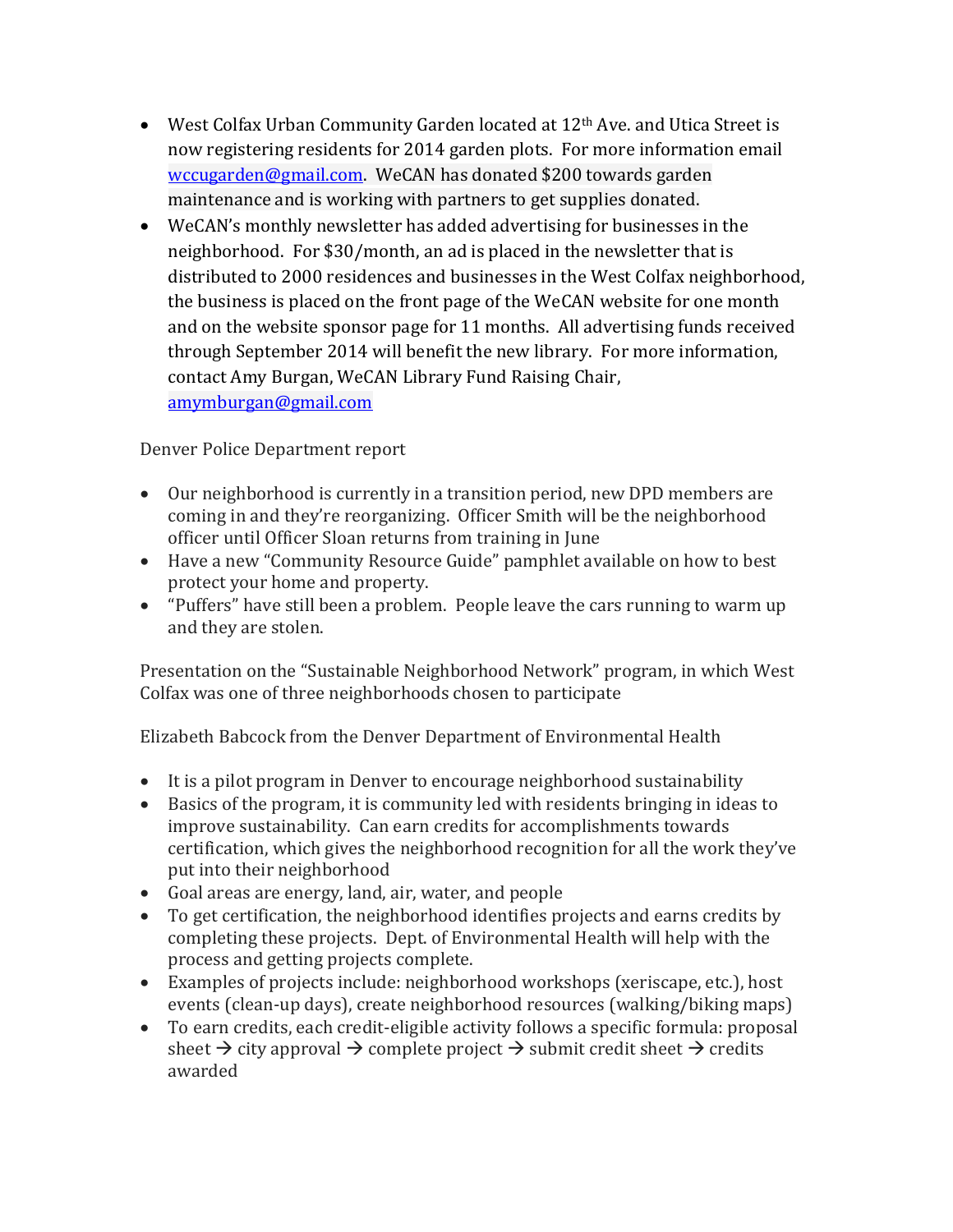- West Colfax Urban Community Garden located at 12th Ave. and Utica Street is now registering residents for 2014 garden plots. For more information email wccugarden@gmail.com. WeCAN has donated $200 towards garden maintenance and is working with partners to get supplies donated.
- WeCAN's monthly newsletter has added advertising for businesses in the neighborhood. For $30/month, an ad is placed in the newsletter that is distributed to 2000 residences and businesses in the West Colfax neighborhood, the business is placed on the front page of the WeCAN website for one month and on the website sponsor page for 11 months. All advertising funds received through September 2014 will benefit the new library. For more information, contact Amy Burgan, WeCAN Library Fund Raising Chair, amymburgan@gmail.com

Denver Police Department report

- Our neighborhood is currently in a transition period, new DPD members are coming in and they're reorganizing. Officer Smith will be the neighborhood officer until Officer Sloan returns from training in June
- Have a new "Community Resource Guide" pamphlet available on how to best protect your home and property.
- "Puffers" have still been a problem. People leave the cars running to warm up and they are stolen.

Presentation on the "Sustainable Neighborhood Network" program, in which West Colfax was one of three neighborhoods chosen to participate

Elizabeth Babcock from the Denver Department of Environmental Health

- It is a pilot program in Denver to encourage neighborhood sustainability
- Basics of the program, it is community led with residents bringing in ideas to improve sustainability. Can earn credits for accomplishments towards certification, which gives the neighborhood recognition for all the work they've put into their neighborhood
- Goal areas are energy, land, air, water, and people
- To get certification, the neighborhood identifies projects and earns credits by completing these projects. Dept. of Environmental Health will help with the process and getting projects complete.
- Examples of projects include: neighborhood workshops (xeriscape, etc.), host events (clean-up days), create neighborhood resources (walking/biking maps)
- To earn credits, each credit-eligible activity follows a specific formula: proposal sheet → city approval → complete project → submit credit sheet → credits awarded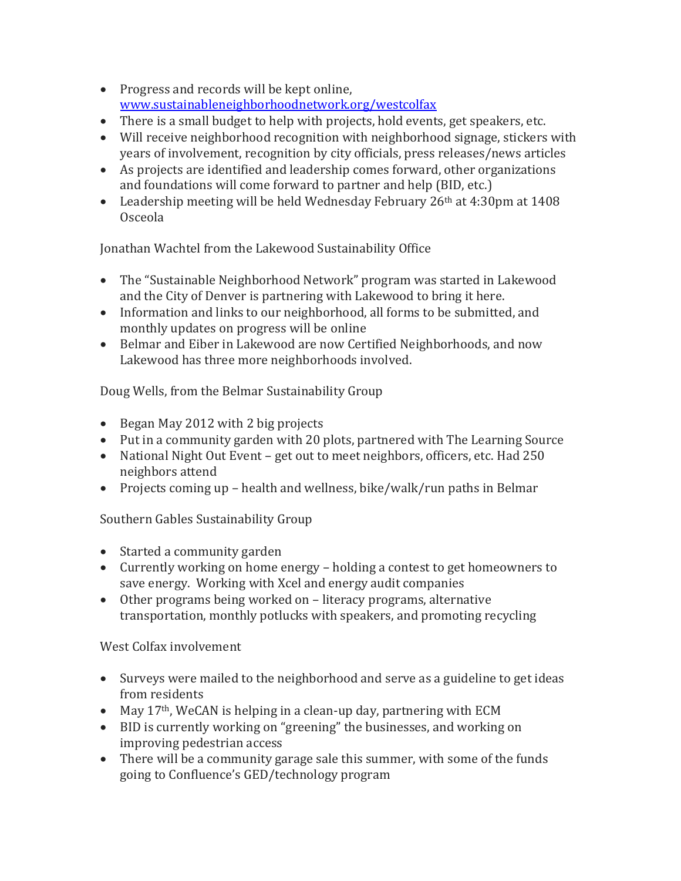- Progress and records will be kept online, [www.sustainableneighborhoodnetwork.org/westcolfax](http://www.sustainableneighborhoodnetwork.org/westcolfax)
- There is a small budget to help with projects, hold events, get speakers, etc.
- Will receive neighborhood recognition with neighborhood signage, stickers with years of involvement, recognition by city officials, press releases/news articles
- As projects are identified and leadership comes forward, other organizations and foundations will come forward to partner and help (BID, etc.)
- Leadership meeting will be held Wednesday February 26th at 4:30pm at 1408 Osceola

Jonathan Wachtel from the Lakewood Sustainability Office

- The "Sustainable Neighborhood Network" program was started in Lakewood and the City of Denver is partnering with Lakewood to bring it here.
- Information and links to our neighborhood, all forms to be submitted, and monthly updates on progress will be online
- Belmar and Eiber in Lakewood are now Certified Neighborhoods, and now Lakewood has three more neighborhoods involved.

Doug Wells, from the Belmar Sustainability Group

- Began May 2012 with 2 big projects
- Put in a community garden with 20 plots, partnered with The Learning Source
- National Night Out Event – get out to meet neighbors, officers, etc. Had 250 neighbors attend
- Projects coming up – health and wellness, bike/walk/run paths in Belmar

Southern Gables Sustainability Group

- Started a community garden
- Currently working on home energy – holding a contest to get homeowners to save energy. Working with Xcel and energy audit companies
- Other programs being worked on – literacy programs, alternative transportation, monthly potlucks with speakers, and promoting recycling

West Colfax involvement

- Surveys were mailed to the neighborhood and serve as a guideline to get ideas from residents
- May 17th, WeCAN is helping in a clean-up day, partnering with ECM
- BID is currently working on "greening" the businesses, and working on improving pedestrian access
- There will be a community garage sale this summer, with some of the funds going to Confluence's GED/technology program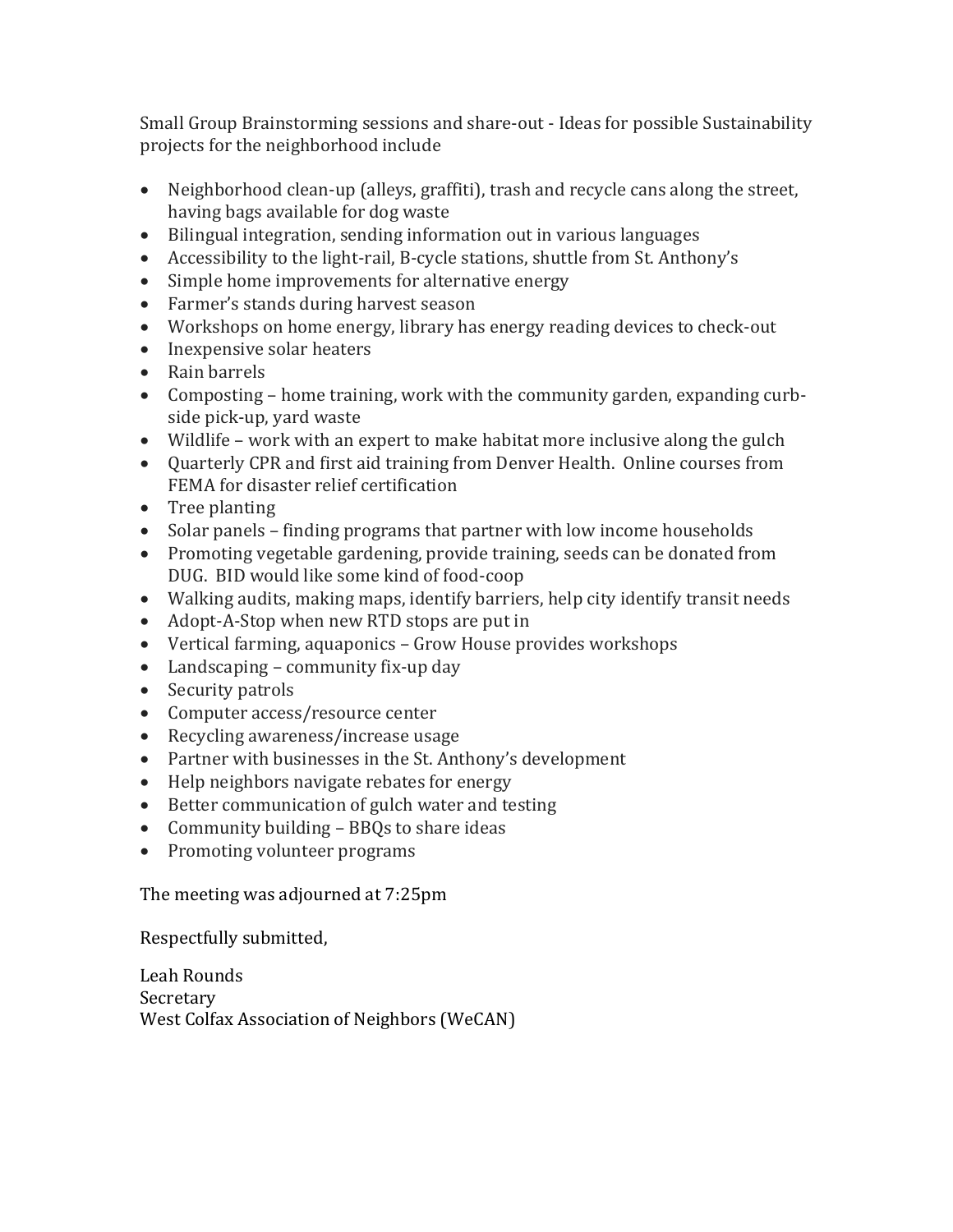Small Group Brainstorming sessions and share-out - Ideas for possible Sustainability projects for the neighborhood include

- Neighborhood clean-up (alleys, graffiti), trash and recycle cans along the street, having bags available for dog waste
- Bilingual integration, sending information out in various languages
- Accessibility to the light-rail, B-cycle stations, shuttle from St. Anthony's
- Simple home improvements for alternative energy
- Farmer's stands during harvest season
- Workshops on home energy, library has energy reading devices to check-out
- Inexpensive solar heaters
- Rain barrels
- Composting – home training, work with the community garden, expanding curb-side pick-up, yard waste
- Wildlife – work with an expert to make habitat more inclusive along the gulch
- Quarterly CPR and first aid training from Denver Health. Online courses from FEMA for disaster relief certification
- Tree planting
- Solar panels – finding programs that partner with low income households
- Promoting vegetable gardening, provide training, seeds can be donated from DUG. BID would like some kind of food-coop
- Walking audits, making maps, identify barriers, help city identify transit needs
- Adopt-A-Stop when new RTD stops are put in
- Vertical farming, aquaponics – Grow House provides workshops
- Landscaping – community fix-up day
- Security patrols
- Computer access/resource center
- Recycling awareness/increase usage
- Partner with businesses in the St. Anthony's development
- Help neighbors navigate rebates for energy
- Better communication of gulch water and testing
- Community building – BBQs to share ideas
- Promoting volunteer programs

The meeting was adjourned at 7:25pm

Respectfully submitted,

Leah Rounds
Secretary
West Colfax Association of Neighbors (WeCAN)